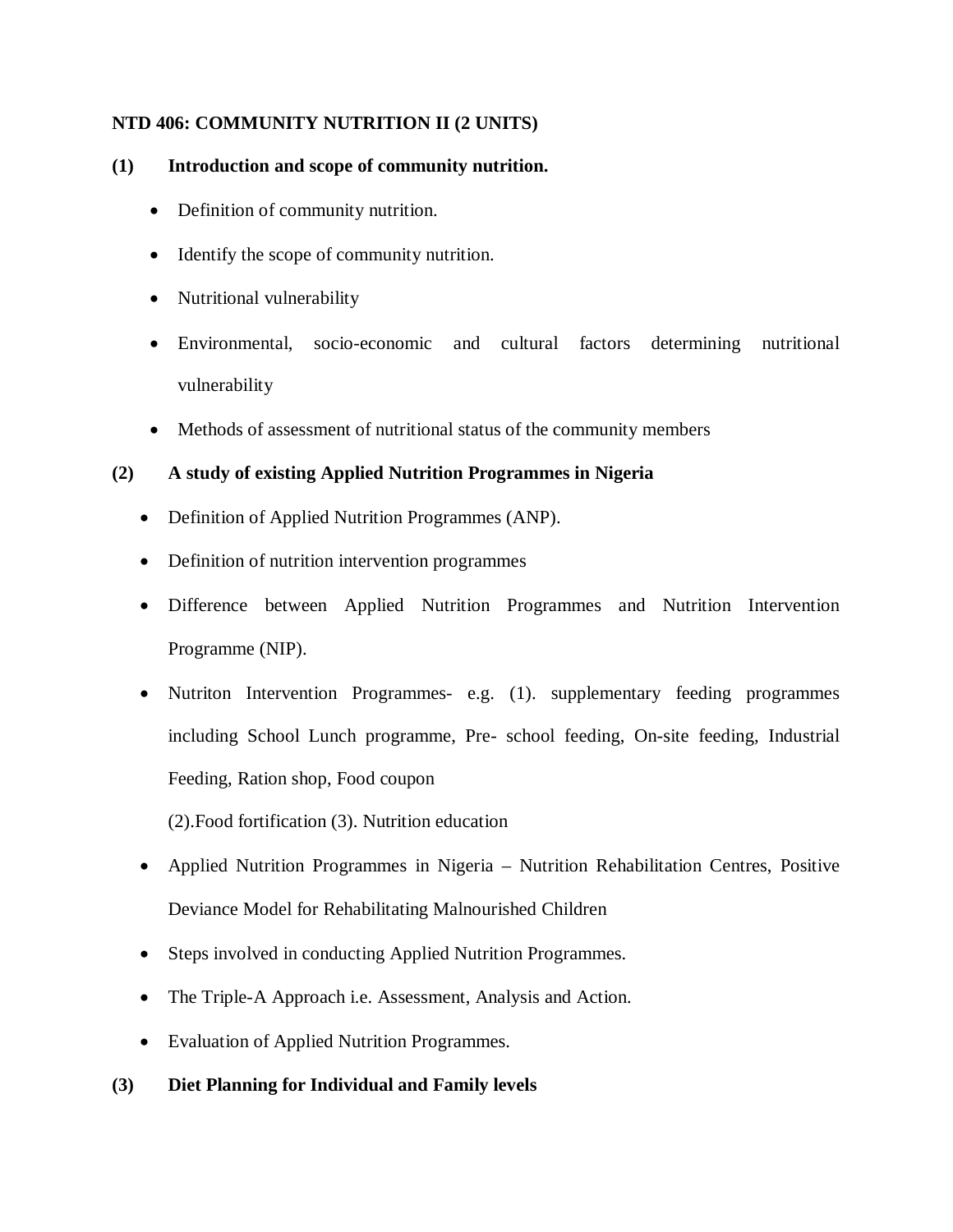**NTD 406: COMMUNITY NUTRITION II (2 UNITS)**

**(1) Introduction and scope of community nutrition.**

- Definition of community nutrition.
- Identify the scope of community nutrition.
- Nutritional vulnerability
- Environmental, socio-economic and cultural factors determining nutritional vulnerability
- Methods of assessment of nutritional status of the community members

**(2) A study of existing Applied Nutrition Programmes in Nigeria**

- Definition of Applied Nutrition Programmes (ANP).
- Definition of nutrition intervention programmes
- Difference between Applied Nutrition Programmes and Nutrition Intervention Programme (NIP).
- Nutriton Intervention Programmes- e.g. (1). supplementary feeding programmes including School Lunch programme, Pre- school feeding, On-site feeding, Industrial Feeding, Ration shop, Food coupon

  (2).Food fortification (3). Nutrition education
- Applied Nutrition Programmes in Nigeria – Nutrition Rehabilitation Centres, Positive Deviance Model for Rehabilitating Malnourished Children
- Steps involved in conducting Applied Nutrition Programmes.
- The Triple-A Approach i.e. Assessment, Analysis and Action.
- Evaluation of Applied Nutrition Programmes.

**(3) Diet Planning for Individual and Family levels**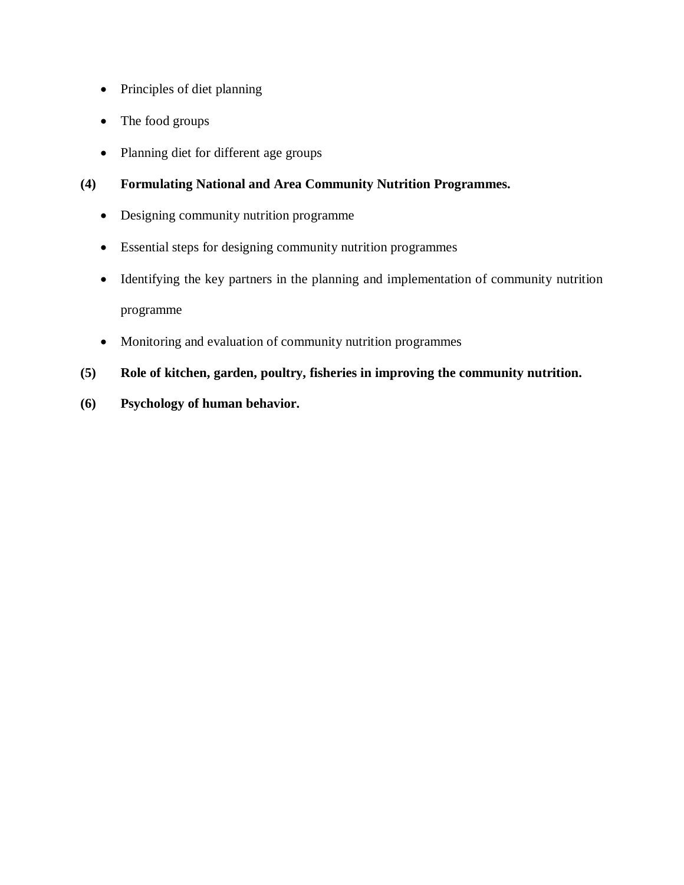- Principles of diet planning
- The food groups
- Planning diet for different age groups

**(4) Formulating National and Area Community Nutrition Programmes.**

- Designing community nutrition programme
- Essential steps for designing community nutrition programmes
- Identifying the key partners in the planning and implementation of community nutrition programme
- Monitoring and evaluation of community nutrition programmes

**(5) Role of kitchen, garden, poultry, fisheries in improving the community nutrition.**

**(6) Psychology of human behavior.**